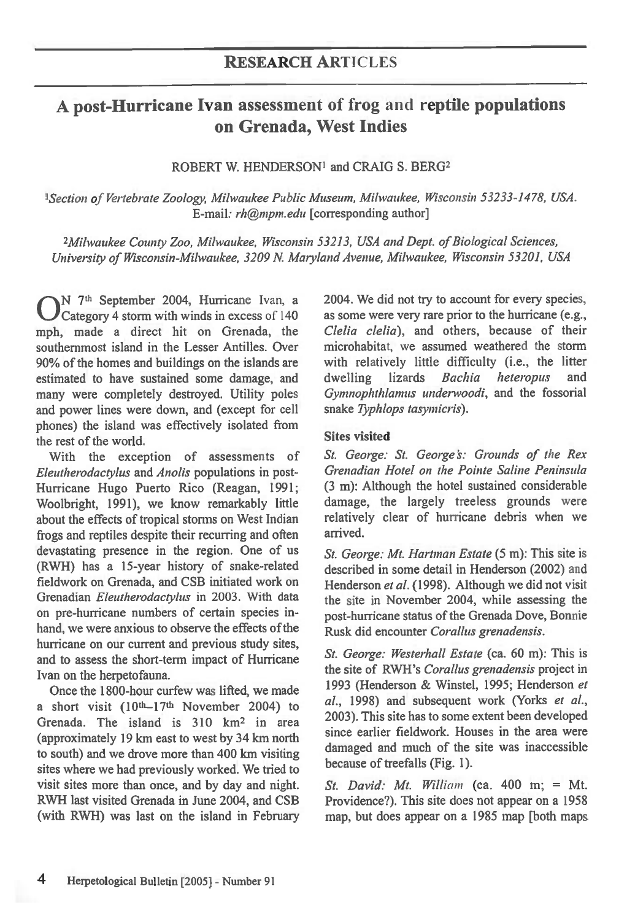## RESEARCH ARTICLES

# A post-Hurricane Ivan assessment of frog and reptile populations on Grenada, West Indies

ROBERT W. HENDERSON[1] and CRAIG S. BERG[2]

[1] *Section of Vertebrate Zoology, Milwaukee Public Museum, Milwaukee, Wisconsin 53233-1478, USA.* E-mail: *rh@mpm.edu* [corresponding author]

[2] *Milwaukee County Zoo, Milwaukee, Wisconsin 53213, USA and Dept. of Biological Sciences, University of Wisconsin-Milwaukee, 3209 N. Maryland Avenue, Milwaukee, Wisconsin 53201, USA*

ON 7th September 2004, Hurricane Ivan, a Category 4 storm with winds in excess of 140 mph, made a direct hit on Grenada, the southernmost island in the Lesser Antilles. Over 90% of the homes and buildings on the islands are estimated to have sustained some damage, and many were completely destroyed. Utility poles and power lines were down, and (except for cell phones) the island was effectively isolated from the rest of the world.

With the exception of assessments of *Eleutherodactylus* and *Anolis* populations in post-Hurricane Hugo Puerto Rico (Reagan, 1991; Woolbright, 1991), we know remarkably little about the effects of tropical storms on West Indian frogs and reptiles despite their recurring and often devastating presence in the region. One of us (RWH) has a 15-year history of snake-related fieldwork on Grenada, and CSB initiated work on Grenadian *Eleutherodactylus* in 2003. With data on pre-hurricane numbers of certain species in-hand, we were anxious to observe the effects of the hurricane on our current and previous study sites, and to assess the short-term impact of Hurricane Ivan on the herpetofauna.

Once the 1800-hour curfew was lifted, we made a short visit (10th–17th November 2004) to Grenada. The island is 310 km² in area (approximately 19 km east to west by 34 km north to south) and we drove more than 400 km visiting sites where we had previously worked. We tried to visit sites more than once, and by day and night. RWH last visited Grenada in June 2004, and CSB (with RWH) was last on the island in February 2004. We did not try to account for every species, as some were very rare prior to the hurricane (e.g., *Clelia clelia*), and others, because of their microhabitat, we assumed weathered the storm with relatively little difficulty (i.e., the litter dwelling lizards *Bachia heteropus* and *Gymnophthlamus underwoodi*, and the fossorial snake *Typhlops tasymicris*).

### Sites visited

*St. George: St. George's: Grounds of the Rex Grenadian Hotel on the Pointe Saline Peninsula* (3 m): Although the hotel sustained considerable damage, the largely treeless grounds were relatively clear of hurricane debris when we arrived.

*St. George: Mt. Hartman Estate* (5 m): This site is described in some detail in Henderson (2002) and Henderson *et al.* (1998). Although we did not visit the site in November 2004, while assessing the post-hurricane status of the Grenada Dove, Bonnie Rusk did encounter *Corallus grenadensis*.

*St. George: Westerhall Estate* (ca. 60 m): This is the site of RWH's *Corallus grenadensis* project in 1993 (Henderson & Winstel, 1995; Henderson *et al.*, 1998) and subsequent work (Yorks *et al.*, 2003). This site has to some extent been developed since earlier fieldwork. Houses in the area were damaged and much of the site was inaccessible because of treefalls (Fig. 1).

*St. David: Mt. William* (ca. 400 m; = Mt. Providence?). This site does not appear on a 1958 map, but does appear on a 1985 map [both maps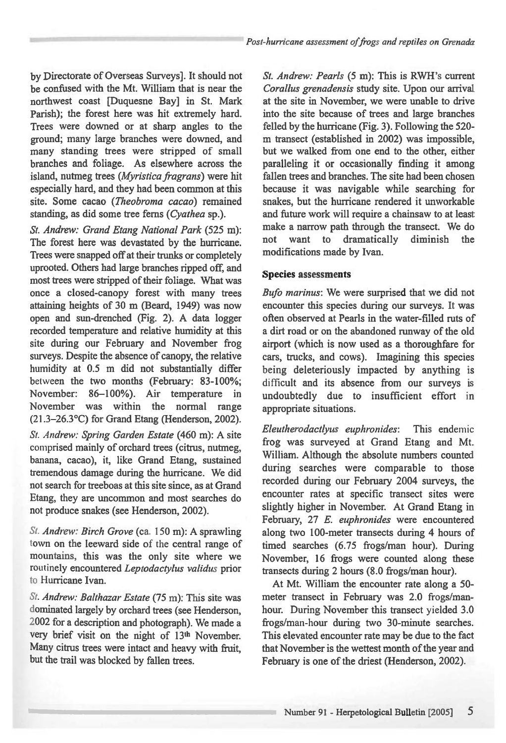by Directorate of Overseas Surveys]. It should not be confused with the Mt. William that is near the northwest coast [Duquesne Bay] in St. Mark Parish); the forest here was hit extremely hard. Trees were downed or at sharp angles to the ground; many large branches were downed, and many standing trees were stripped of small branches and foliage. As elsewhere across the island, nutmeg trees (*Myristica fragrans*) were hit especially hard, and they had been common at this site. Some cacao (*Theobroma cacao*) remained standing, as did some tree ferns (*Cyathea* sp.).

*St. Andrew: Grand Etang National Park* (525 m): The forest here was devastated by the hurricane. Trees were snapped off at their trunks or completely uprooted. Others had large branches ripped off, and most trees were stripped of their foliage. What was once a closed-canopy forest with many trees attaining heights of 30 m (Beard, 1949) was now open and sun-drenched (Fig. 2). A data logger recorded temperature and relative humidity at this site during our February and November frog surveys. Despite the absence of canopy, the relative humidity at 0.5 m did not substantially differ between the two months (February: 83-100%; November: 86–100%). Air temperature in November was within the normal range (21.3–26.3°C) for Grand Etang (Henderson, 2002).

*St. Andrew: Spring Garden Estate* (460 m): A site comprised mainly of orchard trees (citrus, nutmeg, banana, cacao), it, like Grand Etang, sustained tremendous damage during the hurricane. We did not search for treeboas at this site since, as at Grand Etang, they are uncommon and most searches do not produce snakes (see Henderson, 2002).

*St. Andrew: Birch Grove* (ca. 150 m): A sprawling town on the leeward side of the central range of mountains, this was the only site where we routinely encountered *Leptodactylus validus* prior to Hurricane Ivan.

*St. Andrew: Balthazar Estate* (75 m): This site was dominated largely by orchard trees (see Henderson, 2002 for a description and photograph). We made a very brief visit on the night of 13th November. Many citrus trees were intact and heavy with fruit, but the trail was blocked by fallen trees.

*St. Andrew: Pearls* (5 m): This is RWH's current *Corallus grenadensis* study site. Upon our arrival at the site in November, we were unable to drive into the site because of trees and large branches felled by the hurricane (Fig. 3). Following the 520-m transect (established in 2002) was impossible, but we walked from one end to the other, either paralleling it or occasionally finding it among fallen trees and branches. The site had been chosen because it was navigable while searching for snakes, but the hurricane rendered it unworkable and future work will require a chainsaw to at least make a narrow path through the transect. We do not want to dramatically diminish the modifications made by Ivan.

### Species assessments

*Bufo marinus*: We were surprised that we did not encounter this species during our surveys. It was often observed at Pearls in the water-filled ruts of a dirt road or on the abandoned runway of the old airport (which is now used as a thoroughfare for cars, trucks, and cows). Imagining this species being deleteriously impacted by anything is difficult and its absence from our surveys is undoubtedly due to insufficient effort in appropriate situations.

*Eleutherodactlyus euphronides*: This endemic frog was surveyed at Grand Etang and Mt. William. Although the absolute numbers counted during searches were comparable to those recorded during our February 2004 surveys, the encounter rates at specific transect sites were slightly higher in November. At Grand Etang in February, 27 *E. euphronides* were encountered along two 100-meter transects during 4 hours of timed searches (6.75 frogs/man hour). During November, 16 frogs were counted along these transects during 2 hours (8.0 frogs/man hour).

At Mt. William the encounter rate along a 50-meter transect in February was 2.0 frogs/man-hour. During November this transect yielded 3.0 frogs/man-hour during two 30-minute searches. This elevated encounter rate may be due to the fact that November is the wettest month of the year and February is one of the driest (Henderson, 2002).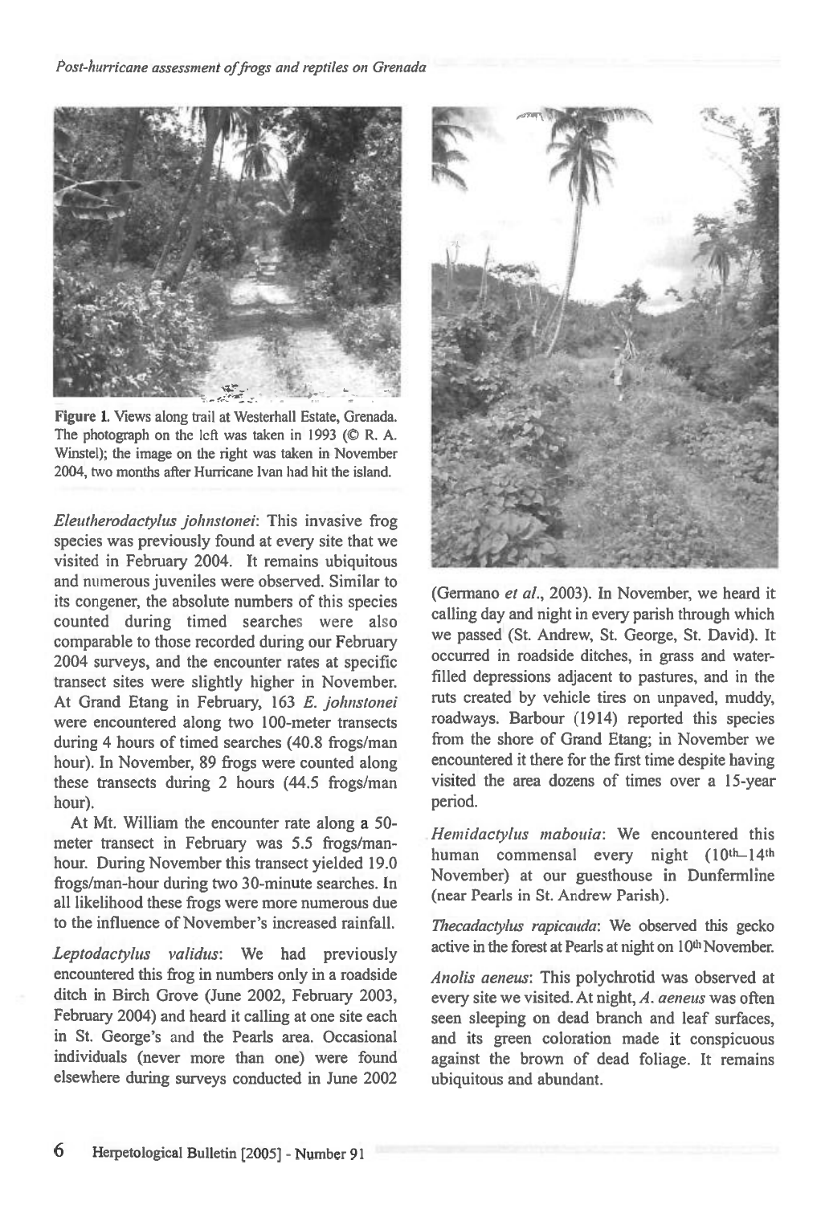Figure 1. Views along trail at Westerhall Estate, Grenada. The photograph on the left was taken in 1993 (© R. A. Winstel); the image on the right was taken in November 2004, two months after Hurricane Ivan had hit the island.

*Eleutherodactylus johnstonei*: This invasive frog species was previously found at every site that we visited in February 2004. It remains ubiquitous and numerous juveniles were observed. Similar to its congener, the absolute numbers of this species counted during timed searches were also comparable to those recorded during our February 2004 surveys, and the encounter rates at specific transect sites were slightly higher in November. At Grand Etang in February, 163 *E. johnstonei* were encountered along two 100-meter transects during 4 hours of timed searches (40.8 frogs/man hour). In November, 89 frogs were counted along these transects during 2 hours (44.5 frogs/man hour).

At Mt. William the encounter rate along a 50-meter transect in February was 5.5 frogs/man-hour. During November this transect yielded 19.0 frogs/man-hour during two 30-minute searches. In all likelihood these frogs were more numerous due to the influence of November's increased rainfall.

*Leptodactylus validus*: We had previously encountered this frog in numbers only in a roadside ditch in Birch Grove (June 2002, February 2003, February 2004) and heard it calling at one site each in St. George's and the Pearls area. Occasional individuals (never more than one) were found elsewhere during surveys conducted in June 2002 (Germano *et al.*, 2003). In November, we heard it calling day and night in every parish through which we passed (St. Andrew, St. George, St. David). It occurred in roadside ditches, in grass and water-filled depressions adjacent to pastures, and in the ruts created by vehicle tires on unpaved, muddy, roadways. Barbour (1914) reported this species from the shore of Grand Etang; in November we encountered it there for the first time despite having visited the area dozens of times over a 15-year period.

*Hemidactylus mabouia*: We encountered this human commensal every night (10th–14th November) at our guesthouse in Dunfermline (near Pearls in St. Andrew Parish).

*Thecadactylus rapicauda*: We observed this gecko active in the forest at Pearls at night on 10th November.

*Anolis aeneus*: This polychrotid was observed at every site we visited. At night, *A. aeneus* was often seen sleeping on dead branch and leaf surfaces, and its green coloration made it conspicuous against the brown of dead foliage. It remains ubiquitous and abundant.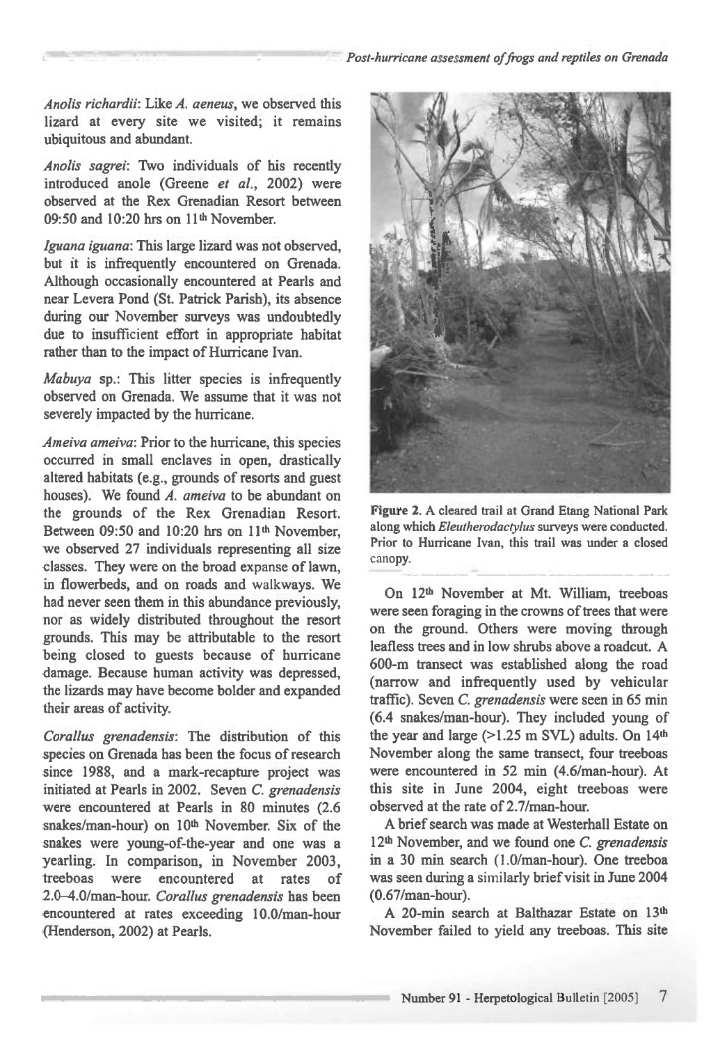*Anolis richardii*: Like *A. aeneus*, we observed this lizard at every site we visited; it remains ubiquitous and abundant.

*Anolis sagrei*: Two individuals of his recently introduced anole (Greene *et al.*, 2002) were observed at the Rex Grenadian Resort between 09:50 and 10:20 hrs on 11th November.

*Iguana iguana*: This large lizard was not observed, but it is infrequently encountered on Grenada. Although occasionally encountered at Pearls and near Levera Pond (St. Patrick Parish), its absence during our November surveys was undoubtedly due to insufficient effort in appropriate habitat rather than to the impact of Hurricane Ivan.

*Mabuya* sp.: This litter species is infrequently observed on Grenada. We assume that it was not severely impacted by the hurricane.

*Ameiva ameiva*: Prior to the hurricane, this species occurred in small enclaves in open, drastically altered habitats (e.g., grounds of resorts and guest houses). We found *A. ameiva* to be abundant on the grounds of the Rex Grenadian Resort. Between 09:50 and 10:20 hrs on 11th November, we observed 27 individuals representing all size classes. They were on the broad expanse of lawn, in flowerbeds, and on roads and walkways. We had never seen them in this abundance previously, nor as widely distributed throughout the resort grounds. This may be attributable to the resort being closed to guests because of hurricane damage. Because human activity was depressed, the lizards may have become bolder and expanded their areas of activity.

*Corallus grenadensis*: The distribution of this species on Grenada has been the focus of research since 1988, and a mark-recapture project was initiated at Pearls in 2002. Seven *C. grenadensis* were encountered at Pearls in 80 minutes (2.6 snakes/man-hour) on 10th November. Six of the snakes were young-of-the-year and one was a yearling. In comparison, in November 2003, treeboas were encountered at rates of 2.0–4.0/man-hour. *Corallus grenadensis* has been encountered at rates exceeding 10.0/man-hour (Henderson, 2002) at Pearls.

**Figure 2.** A cleared trail at Grand Etang National Park along which *Eleutherodactylus* surveys were conducted. Prior to Hurricane Ivan, this trail was under a closed canopy.

On 12th November at Mt. William, treeboas were seen foraging in the crowns of trees that were on the ground. Others were moving through leafless trees and in low shrubs above a roadcut. A 600-m transect was established along the road (narrow and infrequently used by vehicular traffic). Seven *C. grenadensis* were seen in 65 min (6.4 snakes/man-hour). They included young of the year and large (>1.25 m SVL) adults. On 14th November along the same transect, four treeboas were encountered in 52 min (4.6/man-hour). At this site in June 2004, eight treeboas were observed at the rate of 2.7/man-hour.

A brief search was made at Westerhall Estate on 12th November, and we found one *C. grenadensis* in a 30 min search (1.0/man-hour). One treeboa was seen during a similarly brief visit in June 2004 (0.67/man-hour).

A 20-min search at Balthazar Estate on 13th November failed to yield any treeboas. This site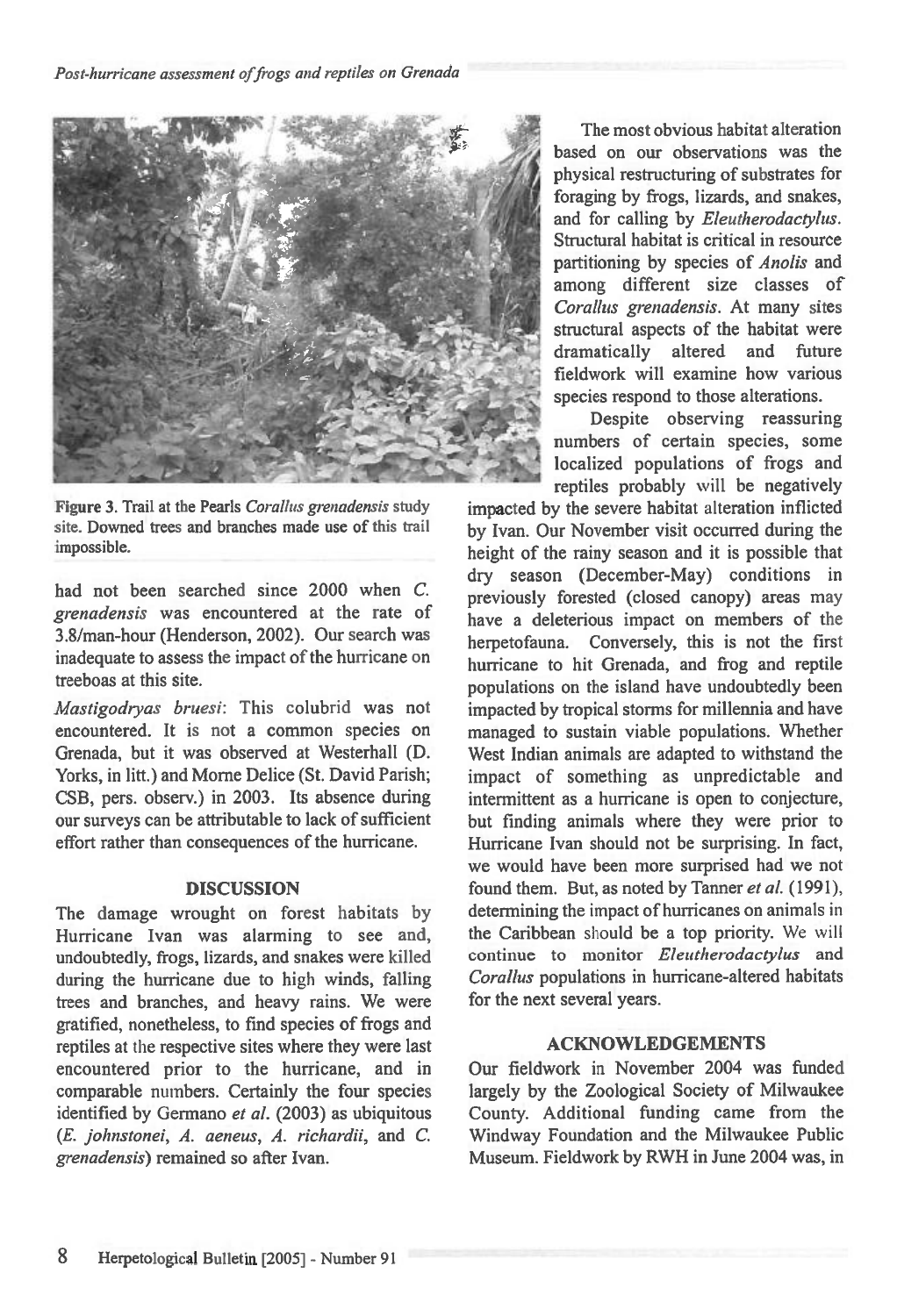Figure 3. Trail at the Pearls *Corallus grenadensis* study site. Downed trees and branches made use of this trail impossible.

had not been searched since 2000 when *C. grenadensis* was encountered at the rate of 3.8/man-hour (Henderson, 2002). Our search was inadequate to assess the impact of the hurricane on treeboas at this site.

*Mastigodryas bruesi*: This colubrid was not encountered. It is not a common species on Grenada, but it was observed at Westerhall (D. Yorks, in litt.) and Morne Delice (St. David Parish; CSB, pers. observ.) in 2003. Its absence during our surveys can be attributable to lack of sufficient effort rather than consequences of the hurricane.

## DISCUSSION

The damage wrought on forest habitats by Hurricane Ivan was alarming to see and, undoubtedly, frogs, lizards, and snakes were killed during the hurricane due to high winds, falling trees and branches, and heavy rains. We were gratified, nonetheless, to find species of frogs and reptiles at the respective sites where they were last encountered prior to the hurricane, and in comparable numbers. Certainly the four species identified by Germano *et al.* (2003) as ubiquitous (*E. johnstonei*, *A. aeneus*, *A. richardii*, and *C. grenadensis*) remained so after Ivan.

The most obvious habitat alteration based on our observations was the physical restructuring of substrates for foraging by frogs, lizards, and snakes, and for calling by *Eleutherodactylus*. Structural habitat is critical in resource partitioning by species of *Anolis* and among different size classes of *Corallus grenadensis*. At many sites structural aspects of the habitat were dramatically altered and future fieldwork will examine how various species respond to those alterations.

Despite observing reassuring numbers of certain species, some localized populations of frogs and reptiles probably will be negatively impacted by the severe habitat alteration inflicted by Ivan. Our November visit occurred during the height of the rainy season and it is possible that dry season (December-May) conditions in previously forested (closed canopy) areas may have a deleterious impact on members of the herpetofauna. Conversely, this is not the first hurricane to hit Grenada, and frog and reptile populations on the island have undoubtedly been impacted by tropical storms for millennia and have managed to sustain viable populations. Whether West Indian animals are adapted to withstand the impact of something as unpredictable and intermittent as a hurricane is open to conjecture, but finding animals where they were prior to Hurricane Ivan should not be surprising. In fact, we would have been more surprised had we not found them. But, as noted by Tanner *et al.* (1991), determining the impact of hurricanes on animals in the Caribbean should be a top priority. We will continue to monitor *Eleutherodactylus* and *Corallus* populations in hurricane-altered habitats for the next several years.

## ACKNOWLEDGEMENTS

Our fieldwork in November 2004 was funded largely by the Zoological Society of Milwaukee County. Additional funding came from the Windway Foundation and the Milwaukee Public Museum. Fieldwork by RWH in June 2004 was, in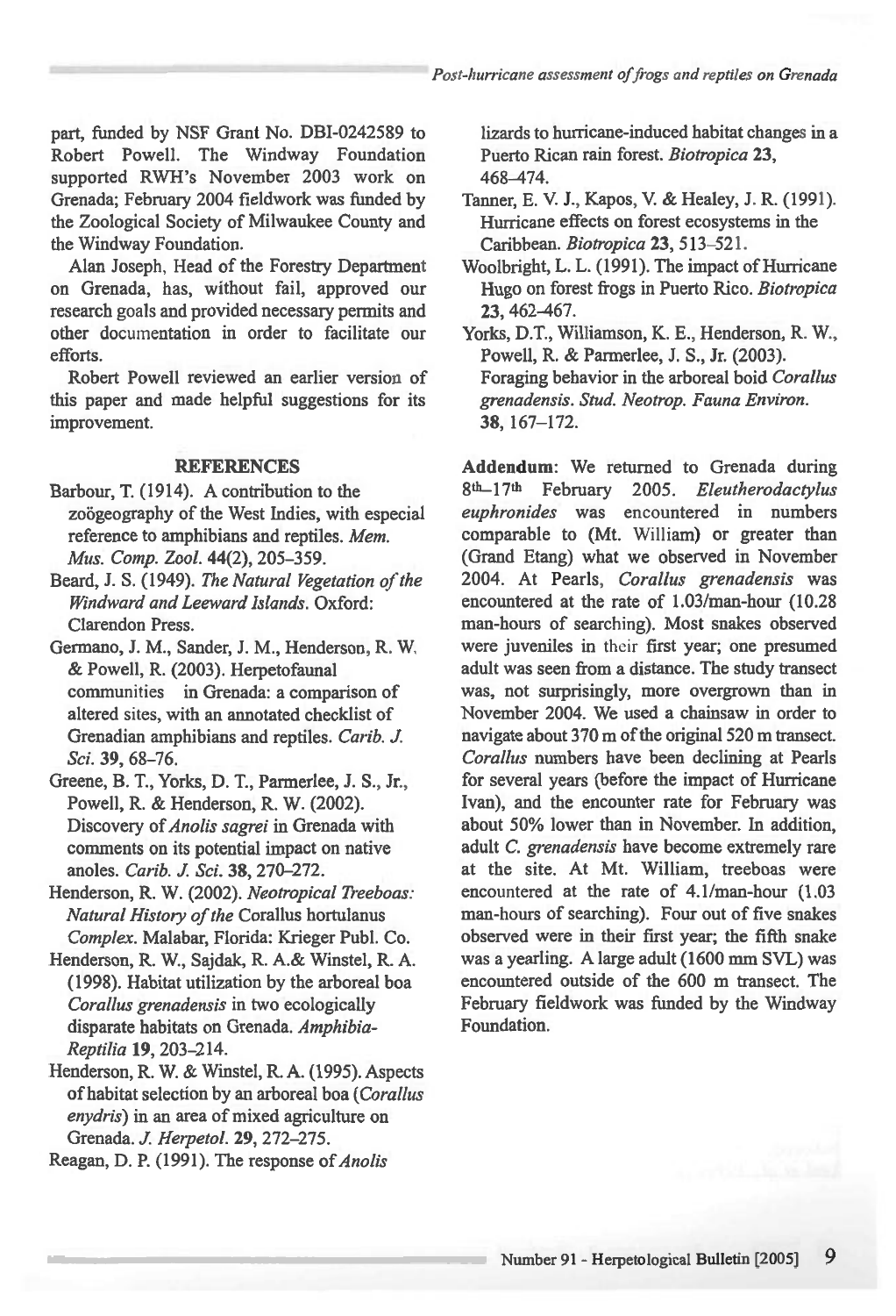part, funded by NSF Grant No. DBI-0242589 to Robert Powell. The Windway Foundation supported RWH's November 2003 work on Grenada; February 2004 fieldwork was funded by the Zoological Society of Milwaukee County and the Windway Foundation.

Alan Joseph, Head of the Forestry Department on Grenada, has, without fail, approved our research goals and provided necessary permits and other documentation in order to facilitate our efforts.

Robert Powell reviewed an earlier version of this paper and made helpful suggestions for its improvement.

## REFERENCES

Barbour, T. (1914). A contribution to the zoögeography of the West Indies, with especial reference to amphibians and reptiles. *Mem. Mus. Comp. Zool.* **44**(2), 205–359.

Beard, J. S. (1949). *The Natural Vegetation of the Windward and Leeward Islands*. Oxford: Clarendon Press.

Germano, J. M., Sander, J. M., Henderson, R. W. & Powell, R. (2003). Herpetofaunal communities in Grenada: a comparison of altered sites, with an annotated checklist of Grenadian amphibians and reptiles. *Carib. J. Sci.* **39**, 68–76.

Greene, B. T., Yorks, D. T., Parmerlee, J. S., Jr., Powell, R. & Henderson, R. W. (2002). Discovery of *Anolis sagrei* in Grenada with comments on its potential impact on native anoles. *Carib. J. Sci.* **38**, 270–272.

Henderson, R. W. (2002). *Neotropical Treeboas: Natural History of the* Corallus hortulanus *Complex*. Malabar, Florida: Krieger Publ. Co.

Henderson, R. W., Sajdak, R. A.& Winstel, R. A. (1998). Habitat utilization by the arboreal boa *Corallus grenadensis* in two ecologically disparate habitats on Grenada. *Amphibia-Reptilia* **19**, 203–214.

Henderson, R. W. & Winstel, R. A. (1995). Aspects of habitat selection by an arboreal boa (*Corallus enydris*) in an area of mixed agriculture on Grenada. *J. Herpetol.* **29**, 272–275.

Reagan, D. P. (1991). The response of *Anolis* lizards to hurricane-induced habitat changes in a Puerto Rican rain forest. *Biotropica* **23**, 468–474.

Tanner, E. V. J., Kapos, V. & Healey, J. R. (1991). Hurricane effects on forest ecosystems in the Caribbean. *Biotropica* **23**, 513–521.

Woolbright, L. L. (1991). The impact of Hurricane Hugo on forest frogs in Puerto Rico. *Biotropica* **23**, 462–467.

Yorks, D.T., Williamson, K. E., Henderson, R. W., Powell, R. & Parmerlee, J. S., Jr. (2003). Foraging behavior in the arboreal boid *Corallus grenadensis*. *Stud. Neotrop. Fauna Environ.* **38**, 167–172.

**Addendum**: We returned to Grenada during 8th–17th February 2005. *Eleutherodactylus euphronides* was encountered in numbers comparable to (Mt. William) or greater than (Grand Etang) what we observed in November 2004. At Pearls, *Corallus grenadensis* was encountered at the rate of 1.03/man-hour (10.28 man-hours of searching). Most snakes observed were juveniles in their first year; one presumed adult was seen from a distance. The study transect was, not surprisingly, more overgrown than in November 2004. We used a chainsaw in order to navigate about 370 m of the original 520 m transect. *Corallus* numbers have been declining at Pearls for several years (before the impact of Hurricane Ivan), and the encounter rate for February was about 50% lower than in November. In addition, adult *C. grenadensis* have become extremely rare at the site. At Mt. William, treeboas were encountered at the rate of 4.1/man-hour (1.03 man-hours of searching). Four out of five snakes observed were in their first year; the fifth snake was a yearling. A large adult (1600 mm SVL) was encountered outside of the 600 m transect. The February fieldwork was funded by the Windway Foundation.